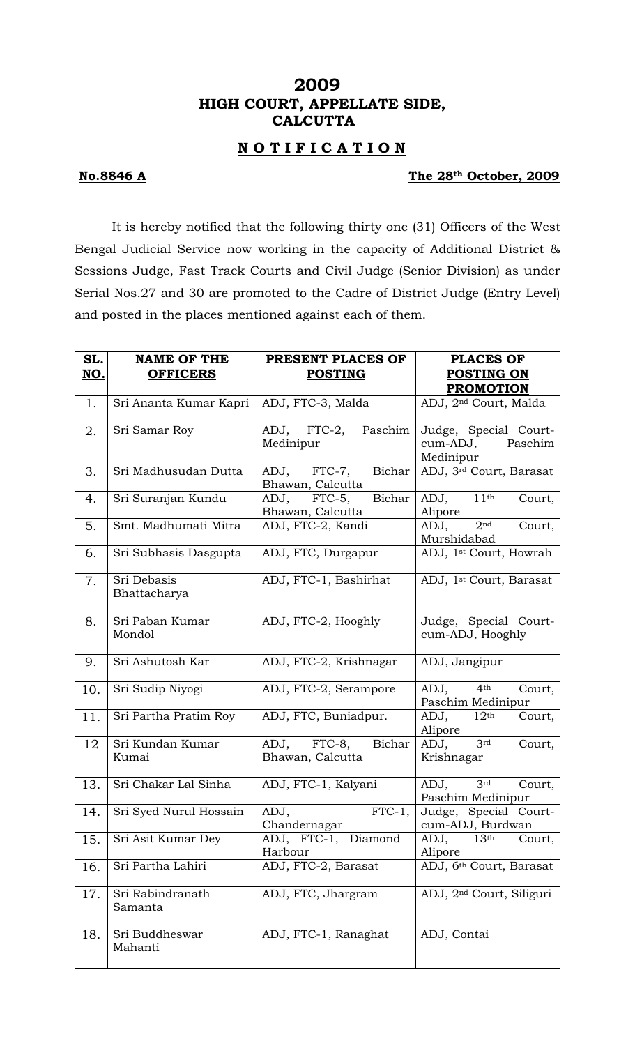# 2009
# HIGH COURT, APPELLATE SIDE, CALCUTTA

## N O T I F I C A T I O N

**No.8846 A** **The 28th October, 2009**

It is hereby notified that the following thirty one (31) Officers of the West Bengal Judicial Service now working in the capacity of Additional District & Sessions Judge, Fast Track Courts and Civil Judge (Senior Division) as under Serial Nos.27 and 30 are promoted to the Cadre of District Judge (Entry Level) and posted in the places mentioned against each of them.

| SL. NO. | NAME OF THE OFFICERS | PRESENT PLACES OF POSTING | PLACES OF POSTING ON PROMOTION |
|---|---|---|---|
| 1. | Sri Ananta Kumar Kapri | ADJ, FTC-3, Malda | ADJ, 2nd Court, Malda |
| 2. | Sri Samar Roy | ADJ, FTC-2, Paschim Medinipur | Judge, Special Court-cum-ADJ, Paschim Medinipur |
| 3. | Sri Madhusudan Dutta | ADJ, FTC-7, Bichar Bhawan, Calcutta | ADJ, 3rd Court, Barasat |
| 4. | Sri Suranjan Kundu | ADJ, FTC-5, Bichar Bhawan, Calcutta | ADJ, 11th Court, Alipore |
| 5. | Smt. Madhumati Mitra | ADJ, FTC-2, Kandi | ADJ, 2nd Court, Murshidabad |
| 6. | Sri Subhasis Dasgupta | ADJ, FTC, Durgapur | ADJ, 1st Court, Howrah |
| 7. | Sri Debasis Bhattacharya | ADJ, FTC-1, Bashirhat | ADJ, 1st Court, Barasat |
| 8. | Sri Paban Kumar Mondol | ADJ, FTC-2, Hooghly | Judge, Special Court-cum-ADJ, Hooghly |
| 9. | Sri Ashutosh Kar | ADJ, FTC-2, Krishnagar | ADJ, Jangipur |
| 10. | Sri Sudip Niyogi | ADJ, FTC-2, Serampore | ADJ, 4th Court, Paschim Medinipur |
| 11. | Sri Partha Pratim Roy | ADJ, FTC, Buniadpur. | ADJ, 12th Court, Alipore |
| 12 | Sri Kundan Kumar Kumai | ADJ, FTC-8, Bichar Bhawan, Calcutta | ADJ, 3rd Court, Krishnagar |
| 13. | Sri Chakar Lal Sinha | ADJ, FTC-1, Kalyani | ADJ, 3rd Court, Paschim Medinipur |
| 14. | Sri Syed Nurul Hossain | ADJ, FTC-1, Chandernagar | Judge, Special Court-cum-ADJ, Burdwan |
| 15. | Sri Asit Kumar Dey | ADJ, FTC-1, Diamond Harbour | ADJ, 13th Court, Alipore |
| 16. | Sri Partha Lahiri | ADJ, FTC-2, Barasat | ADJ, 6th Court, Barasat |
| 17. | Sri Rabindranath Samanta | ADJ, FTC, Jhargram | ADJ, 2nd Court, Siliguri |
| 18. | Sri Buddheswar Mahanti | ADJ, FTC-1, Ranaghat | ADJ, Contai |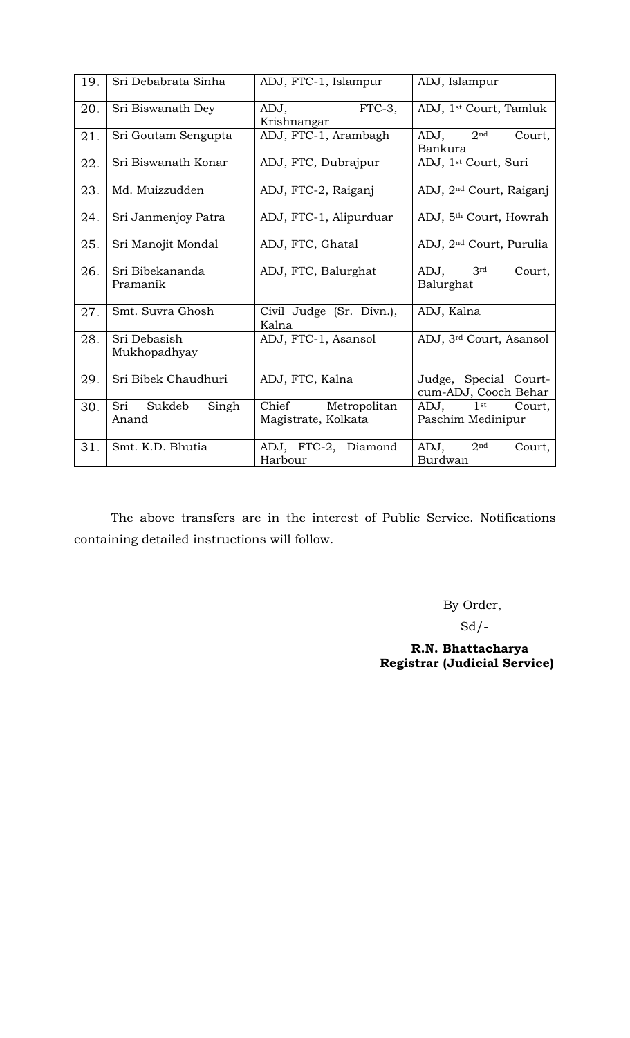| | | | |
|---|---|---|---|
| 19. | Sri Debabrata Sinha | ADJ, FTC-1, Islampur | ADJ, Islampur |
| 20. | Sri Biswanath Dey | ADJ, FTC-3, Krishnangar | ADJ, 1st Court, Tamluk |
| 21. | Sri Goutam Sengupta | ADJ, FTC-1, Arambagh | ADJ, 2nd Court, Bankura |
| 22. | Sri Biswanath Konar | ADJ, FTC, Dubrajpur | ADJ, 1st Court, Suri |
| 23. | Md. Muizzudden | ADJ, FTC-2, Raiganj | ADJ, 2nd Court, Raiganj |
| 24. | Sri Janmenjoy Patra | ADJ, FTC-1, Alipurduar | ADJ, 5th Court, Howrah |
| 25. | Sri Manojit Mondal | ADJ, FTC, Ghatal | ADJ, 2nd Court, Purulia |
| 26. | Sri Bibekananda Pramanik | ADJ, FTC, Balurghat | ADJ, 3rd Court, Balurghat |
| 27. | Smt. Suvra Ghosh | Civil Judge (Sr. Divn.), Kalna | ADJ, Kalna |
| 28. | Sri Debasish Mukhopadhyay | ADJ, FTC-1, Asansol | ADJ, 3rd Court, Asansol |
| 29. | Sri Bibek Chaudhuri | ADJ, FTC, Kalna | Judge, Special Court-cum-ADJ, Cooch Behar |
| 30. | Sri Sukdeb Singh Anand | Chief Metropolitan Magistrate, Kolkata | ADJ, 1st Court, Paschim Medinipur |
| 31. | Smt. K.D. Bhutia | ADJ, FTC-2, Diamond Harbour | ADJ, 2nd Court, Burdwan |

The above transfers are in the interest of Public Service. Notifications containing detailed instructions will follow.

By Order,

Sd/-

**R.N. Bhattacharya**
**Registrar (Judicial Service)**